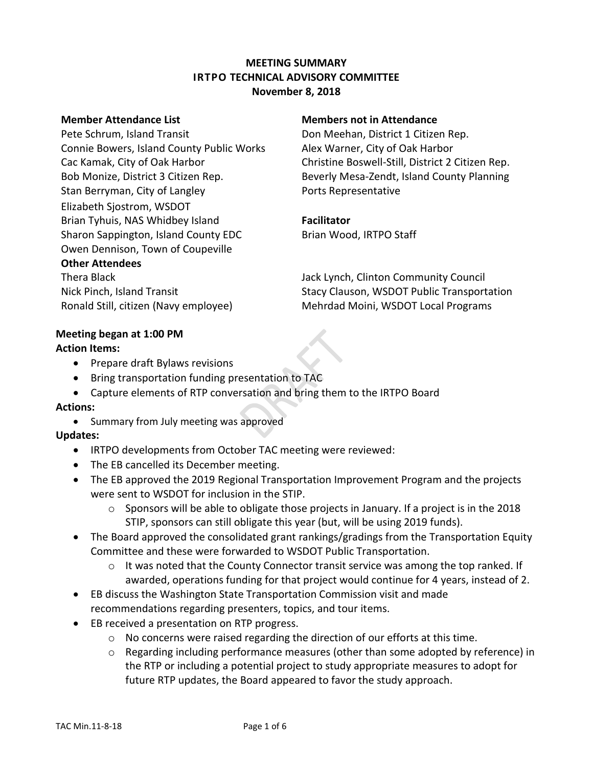# MEETING SUMMARY
## IRTPO TECHNICAL ADVISORY COMMITTEE
### November 8, 2018

**Member Attendance List**

Pete Schrum, Island Transit
Connie Bowers, Island County Public Works
Cac Kamak, City of Oak Harbor
Bob Monize, District 3 Citizen Rep.
Stan Berryman, City of Langley
Elizabeth Sjostrom, WSDOT
Brian Tyhuis, NAS Whidbey Island
Sharon Sappington, Island County EDC
Owen Dennison, Town of Coupeville

**Members not in Attendance**

Don Meehan, District 1 Citizen Rep.
Alex Warner, City of Oak Harbor
Christine Boswell-Still, District 2 Citizen Rep.
Beverly Mesa-Zendt, Island County Planning
Ports Representative

**Facilitator**

Brian Wood, IRTPO Staff

**Other Attendees**

Thera Black
Nick Pinch, Island Transit
Ronald Still, citizen (Navy employee)
Jack Lynch, Clinton Community Council
Stacy Clauson, WSDOT Public Transportation
Mehrdad Moini, WSDOT Local Programs

**Meeting began at 1:00 PM**

**Action Items:**

- Prepare draft Bylaws revisions
- Bring transportation funding presentation to TAC
- Capture elements of RTP conversation and bring them to the IRTPO Board

**Actions:**

- Summary from July meeting was approved

**Updates:**

- IRTPO developments from October TAC meeting were reviewed:
- The EB cancelled its December meeting.
- The EB approved the 2019 Regional Transportation Improvement Program and the projects were sent to WSDOT for inclusion in the STIP.
  - Sponsors will be able to obligate those projects in January. If a project is in the 2018 STIP, sponsors can still obligate this year (but, will be using 2019 funds).
- The Board approved the consolidated grant rankings/gradings from the Transportation Equity Committee and these were forwarded to WSDOT Public Transportation.
  - It was noted that the County Connector transit service was among the top ranked. If awarded, operations funding for that project would continue for 4 years, instead of 2.
- EB discuss the Washington State Transportation Commission visit and made recommendations regarding presenters, topics, and tour items.
- EB received a presentation on RTP progress.
  - No concerns were raised regarding the direction of our efforts at this time.
  - Regarding including performance measures (other than some adopted by reference) in the RTP or including a potential project to study appropriate measures to adopt for future RTP updates, the Board appeared to favor the study approach.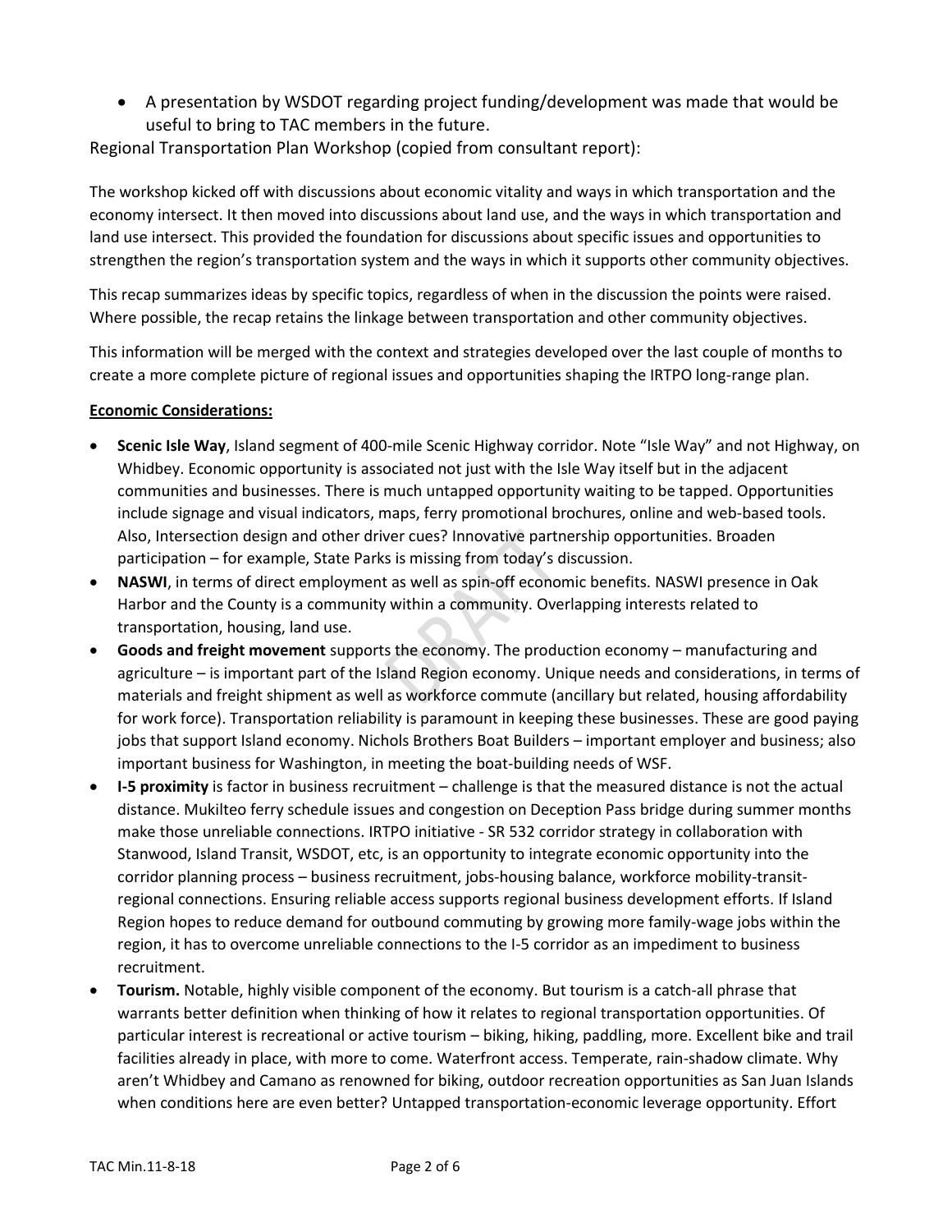- A presentation by WSDOT regarding project funding/development was made that would be useful to bring to TAC members in the future.

Regional Transportation Plan Workshop (copied from consultant report):

The workshop kicked off with discussions about economic vitality and ways in which transportation and the economy intersect. It then moved into discussions about land use, and the ways in which transportation and land use intersect. This provided the foundation for discussions about specific issues and opportunities to strengthen the region's transportation system and the ways in which it supports other community objectives.

This recap summarizes ideas by specific topics, regardless of when in the discussion the points were raised. Where possible, the recap retains the linkage between transportation and other community objectives.

This information will be merged with the context and strategies developed over the last couple of months to create a more complete picture of regional issues and opportunities shaping the IRTPO long-range plan.

**Economic Considerations:**

- **Scenic Isle Way**, Island segment of 400-mile Scenic Highway corridor. Note "Isle Way" and not Highway, on Whidbey. Economic opportunity is associated not just with the Isle Way itself but in the adjacent communities and businesses. There is much untapped opportunity waiting to be tapped. Opportunities include signage and visual indicators, maps, ferry promotional brochures, online and web-based tools. Also, Intersection design and other driver cues? Innovative partnership opportunities. Broaden participation – for example, State Parks is missing from today's discussion.
- **NASWI**, in terms of direct employment as well as spin-off economic benefits. NASWI presence in Oak Harbor and the County is a community within a community. Overlapping interests related to transportation, housing, land use.
- **Goods and freight movement** supports the economy. The production economy – manufacturing and agriculture – is important part of the Island Region economy. Unique needs and considerations, in terms of materials and freight shipment as well as workforce commute (ancillary but related, housing affordability for work force). Transportation reliability is paramount in keeping these businesses. These are good paying jobs that support Island economy. Nichols Brothers Boat Builders – important employer and business; also important business for Washington, in meeting the boat-building needs of WSF.
- **I-5 proximity** is factor in business recruitment – challenge is that the measured distance is not the actual distance. Mukilteo ferry schedule issues and congestion on Deception Pass bridge during summer months make those unreliable connections. IRTPO initiative - SR 532 corridor strategy in collaboration with Stanwood, Island Transit, WSDOT, etc, is an opportunity to integrate economic opportunity into the corridor planning process – business recruitment, jobs-housing balance, workforce mobility-transit-regional connections. Ensuring reliable access supports regional business development efforts. If Island Region hopes to reduce demand for outbound commuting by growing more family-wage jobs within the region, it has to overcome unreliable connections to the I-5 corridor as an impediment to business recruitment.
- **Tourism.** Notable, highly visible component of the economy. But tourism is a catch-all phrase that warrants better definition when thinking of how it relates to regional transportation opportunities. Of particular interest is recreational or active tourism – biking, hiking, paddling, more. Excellent bike and trail facilities already in place, with more to come. Waterfront access. Temperate, rain-shadow climate. Why aren't Whidbey and Camano as renowned for biking, outdoor recreation opportunities as San Juan Islands when conditions here are even better? Untapped transportation-economic leverage opportunity. Effort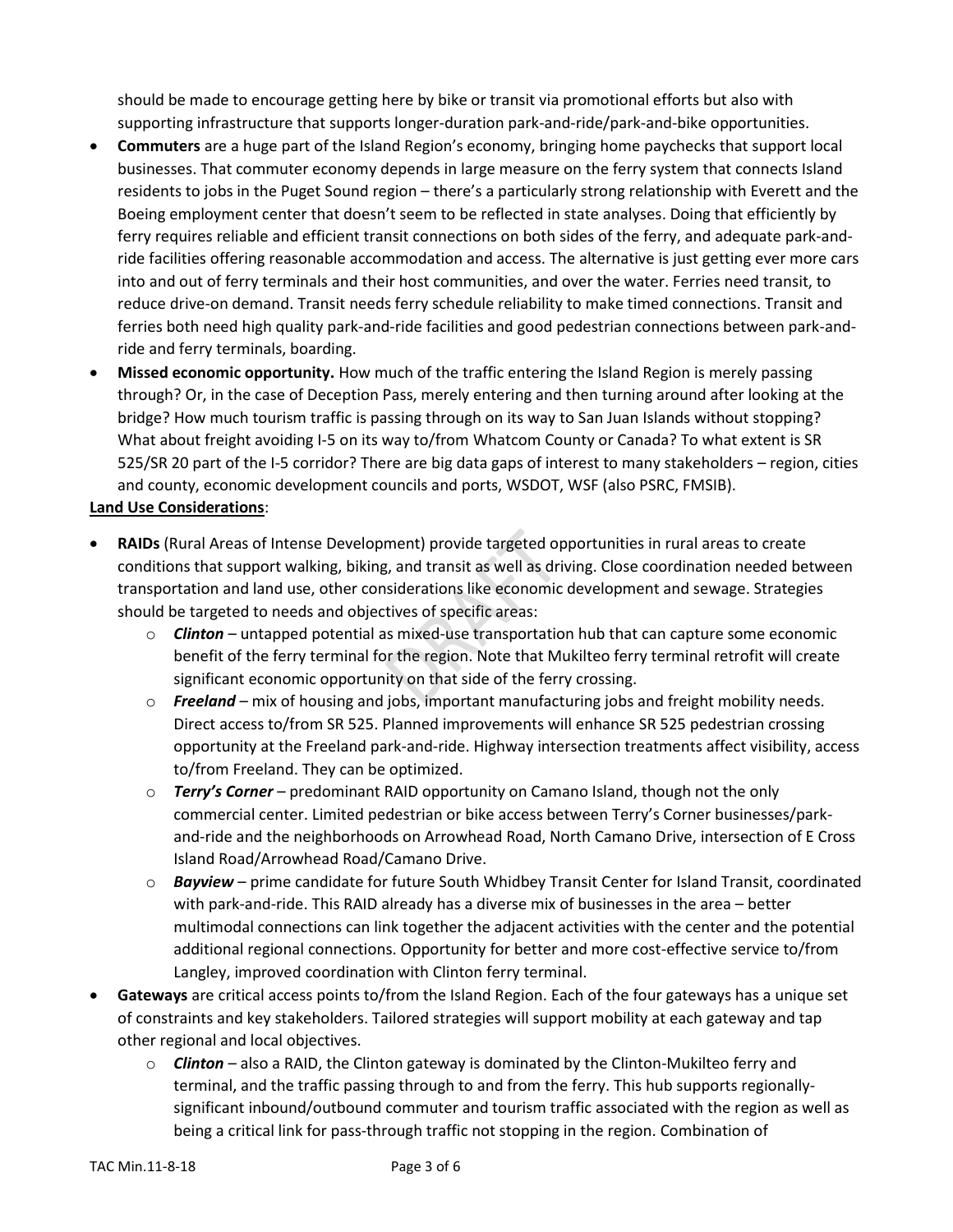should be made to encourage getting here by bike or transit via promotional efforts but also with supporting infrastructure that supports longer-duration park-and-ride/park-and-bike opportunities.

- **Commuters** are a huge part of the Island Region's economy, bringing home paychecks that support local businesses. That commuter economy depends in large measure on the ferry system that connects Island residents to jobs in the Puget Sound region – there's a particularly strong relationship with Everett and the Boeing employment center that doesn't seem to be reflected in state analyses. Doing that efficiently by ferry requires reliable and efficient transit connections on both sides of the ferry, and adequate park-and-ride facilities offering reasonable accommodation and access. The alternative is just getting ever more cars into and out of ferry terminals and their host communities, and over the water. Ferries need transit, to reduce drive-on demand. Transit needs ferry schedule reliability to make timed connections. Transit and ferries both need high quality park-and-ride facilities and good pedestrian connections between park-and-ride and ferry terminals, boarding.
- **Missed economic opportunity.** How much of the traffic entering the Island Region is merely passing through? Or, in the case of Deception Pass, merely entering and then turning around after looking at the bridge? How much tourism traffic is passing through on its way to San Juan Islands without stopping? What about freight avoiding I-5 on its way to/from Whatcom County or Canada? To what extent is SR 525/SR 20 part of the I-5 corridor? There are big data gaps of interest to many stakeholders – region, cities and county, economic development councils and ports, WSDOT, WSF (also PSRC, FMSIB).

**Land Use Considerations**:

- **RAIDs** (Rural Areas of Intense Development) provide targeted opportunities in rural areas to create conditions that support walking, biking, and transit as well as driving. Close coordination needed between transportation and land use, other considerations like economic development and sewage. Strategies should be targeted to needs and objectives of specific areas:
  - ***Clinton*** – untapped potential as mixed-use transportation hub that can capture some economic benefit of the ferry terminal for the region. Note that Mukilteo ferry terminal retrofit will create significant economic opportunity on that side of the ferry crossing.
  - ***Freeland*** – mix of housing and jobs, important manufacturing jobs and freight mobility needs. Direct access to/from SR 525. Planned improvements will enhance SR 525 pedestrian crossing opportunity at the Freeland park-and-ride. Highway intersection treatments affect visibility, access to/from Freeland. They can be optimized.
  - ***Terry's Corner*** – predominant RAID opportunity on Camano Island, though not the only commercial center. Limited pedestrian or bike access between Terry's Corner businesses/park-and-ride and the neighborhoods on Arrowhead Road, North Camano Drive, intersection of E Cross Island Road/Arrowhead Road/Camano Drive.
  - ***Bayview*** – prime candidate for future South Whidbey Transit Center for Island Transit, coordinated with park-and-ride. This RAID already has a diverse mix of businesses in the area – better multimodal connections can link together the adjacent activities with the center and the potential additional regional connections. Opportunity for better and more cost-effective service to/from Langley, improved coordination with Clinton ferry terminal.
- **Gateways** are critical access points to/from the Island Region. Each of the four gateways has a unique set of constraints and key stakeholders. Tailored strategies will support mobility at each gateway and tap other regional and local objectives.
  - ***Clinton*** – also a RAID, the Clinton gateway is dominated by the Clinton-Mukilteo ferry and terminal, and the traffic passing through to and from the ferry. This hub supports regionally-significant inbound/outbound commuter and tourism traffic associated with the region as well as being a critical link for pass-through traffic not stopping in the region. Combination of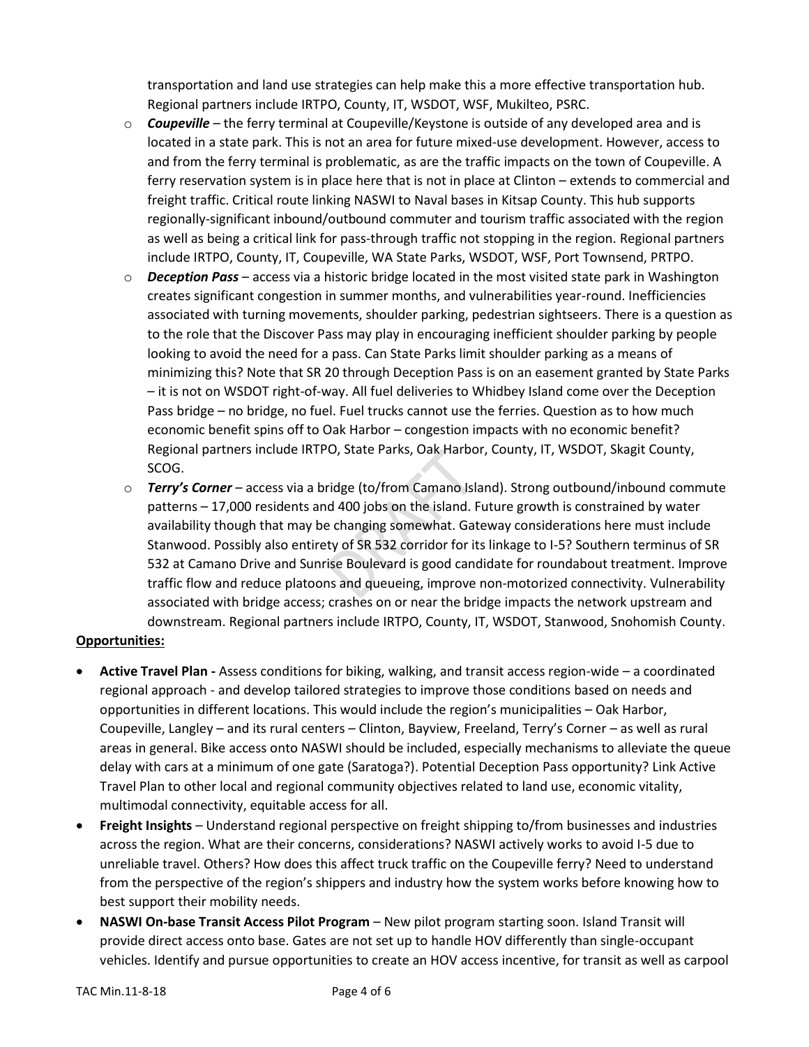transportation and land use strategies can help make this a more effective transportation hub. Regional partners include IRTPO, County, IT, WSDOT, WSF, Mukilteo, PSRC.

- ***Coupeville*** – the ferry terminal at Coupeville/Keystone is outside of any developed area and is located in a state park. This is not an area for future mixed-use development. However, access to and from the ferry terminal is problematic, as are the traffic impacts on the town of Coupeville. A ferry reservation system is in place here that is not in place at Clinton – extends to commercial and freight traffic. Critical route linking NASWI to Naval bases in Kitsap County. This hub supports regionally-significant inbound/outbound commuter and tourism traffic associated with the region as well as being a critical link for pass-through traffic not stopping in the region. Regional partners include IRTPO, County, IT, Coupeville, WA State Parks, WSDOT, WSF, Port Townsend, PRTPO.
- ***Deception Pass*** – access via a historic bridge located in the most visited state park in Washington creates significant congestion in summer months, and vulnerabilities year-round. Inefficiencies associated with turning movements, shoulder parking, pedestrian sightseers. There is a question as to the role that the Discover Pass may play in encouraging inefficient shoulder parking by people looking to avoid the need for a pass. Can State Parks limit shoulder parking as a means of minimizing this? Note that SR 20 through Deception Pass is on an easement granted by State Parks – it is not on WSDOT right-of-way. All fuel deliveries to Whidbey Island come over the Deception Pass bridge – no bridge, no fuel. Fuel trucks cannot use the ferries. Question as to how much economic benefit spins off to Oak Harbor – congestion impacts with no economic benefit? Regional partners include IRTPO, State Parks, Oak Harbor, County, IT, WSDOT, Skagit County, SCOG.
- ***Terry's Corner*** – access via a bridge (to/from Camano Island). Strong outbound/inbound commute patterns – 17,000 residents and 400 jobs on the island. Future growth is constrained by water availability though that may be changing somewhat. Gateway considerations here must include Stanwood. Possibly also entirety of SR 532 corridor for its linkage to I-5? Southern terminus of SR 532 at Camano Drive and Sunrise Boulevard is good candidate for roundabout treatment. Improve traffic flow and reduce platoons and queueing, improve non-motorized connectivity. Vulnerability associated with bridge access; crashes on or near the bridge impacts the network upstream and downstream. Regional partners include IRTPO, County, IT, WSDOT, Stanwood, Snohomish County.

**Opportunities:**

- **Active Travel Plan -** Assess conditions for biking, walking, and transit access region-wide – a coordinated regional approach - and develop tailored strategies to improve those conditions based on needs and opportunities in different locations. This would include the region's municipalities – Oak Harbor, Coupeville, Langley – and its rural centers – Clinton, Bayview, Freeland, Terry's Corner – as well as rural areas in general. Bike access onto NASWI should be included, especially mechanisms to alleviate the queue delay with cars at a minimum of one gate (Saratoga?). Potential Deception Pass opportunity? Link Active Travel Plan to other local and regional community objectives related to land use, economic vitality, multimodal connectivity, equitable access for all.
- **Freight Insights** – Understand regional perspective on freight shipping to/from businesses and industries across the region. What are their concerns, considerations? NASWI actively works to avoid I-5 due to unreliable travel. Others? How does this affect truck traffic on the Coupeville ferry? Need to understand from the perspective of the region's shippers and industry how the system works before knowing how to best support their mobility needs.
- **NASWI On-base Transit Access Pilot Program** – New pilot program starting soon. Island Transit will provide direct access onto base. Gates are not set up to handle HOV differently than single-occupant vehicles. Identify and pursue opportunities to create an HOV access incentive, for transit as well as carpool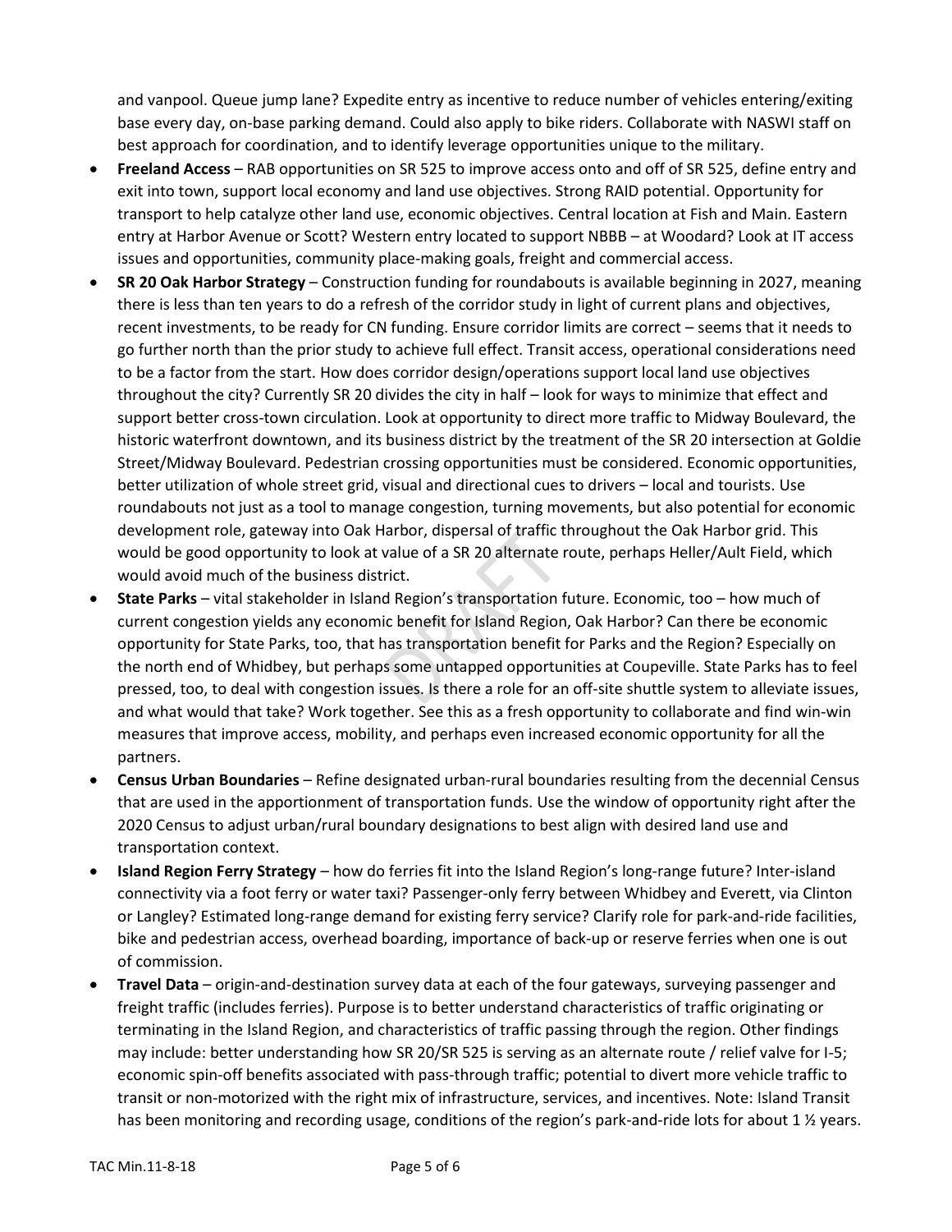and vanpool. Queue jump lane? Expedite entry as incentive to reduce number of vehicles entering/exiting base every day, on-base parking demand. Could also apply to bike riders. Collaborate with NASWI staff on best approach for coordination, and to identify leverage opportunities unique to the military.

- **Freeland Access** – RAB opportunities on SR 525 to improve access onto and off of SR 525, define entry and exit into town, support local economy and land use objectives. Strong RAID potential. Opportunity for transport to help catalyze other land use, economic objectives. Central location at Fish and Main. Eastern entry at Harbor Avenue or Scott? Western entry located to support NBBB – at Woodard? Look at IT access issues and opportunities, community place-making goals, freight and commercial access.
- **SR 20 Oak Harbor Strategy** – Construction funding for roundabouts is available beginning in 2027, meaning there is less than ten years to do a refresh of the corridor study in light of current plans and objectives, recent investments, to be ready for CN funding. Ensure corridor limits are correct – seems that it needs to go further north than the prior study to achieve full effect. Transit access, operational considerations need to be a factor from the start. How does corridor design/operations support local land use objectives throughout the city? Currently SR 20 divides the city in half – look for ways to minimize that effect and support better cross-town circulation. Look at opportunity to direct more traffic to Midway Boulevard, the historic waterfront downtown, and its business district by the treatment of the SR 20 intersection at Goldie Street/Midway Boulevard. Pedestrian crossing opportunities must be considered. Economic opportunities, better utilization of whole street grid, visual and directional cues to drivers – local and tourists. Use roundabouts not just as a tool to manage congestion, turning movements, but also potential for economic development role, gateway into Oak Harbor, dispersal of traffic throughout the Oak Harbor grid. This would be good opportunity to look at value of a SR 20 alternate route, perhaps Heller/Ault Field, which would avoid much of the business district.
- **State Parks** – vital stakeholder in Island Region's transportation future. Economic, too – how much of current congestion yields any economic benefit for Island Region, Oak Harbor? Can there be economic opportunity for State Parks, too, that has transportation benefit for Parks and the Region? Especially on the north end of Whidbey, but perhaps some untapped opportunities at Coupeville. State Parks has to feel pressed, too, to deal with congestion issues. Is there a role for an off-site shuttle system to alleviate issues, and what would that take? Work together. See this as a fresh opportunity to collaborate and find win-win measures that improve access, mobility, and perhaps even increased economic opportunity for all the partners.
- **Census Urban Boundaries** – Refine designated urban-rural boundaries resulting from the decennial Census that are used in the apportionment of transportation funds. Use the window of opportunity right after the 2020 Census to adjust urban/rural boundary designations to best align with desired land use and transportation context.
- **Island Region Ferry Strategy** – how do ferries fit into the Island Region's long-range future? Inter-island connectivity via a foot ferry or water taxi? Passenger-only ferry between Whidbey and Everett, via Clinton or Langley? Estimated long-range demand for existing ferry service? Clarify role for park-and-ride facilities, bike and pedestrian access, overhead boarding, importance of back-up or reserve ferries when one is out of commission.
- **Travel Data** – origin-and-destination survey data at each of the four gateways, surveying passenger and freight traffic (includes ferries). Purpose is to better understand characteristics of traffic originating or terminating in the Island Region, and characteristics of traffic passing through the region. Other findings may include: better understanding how SR 20/SR 525 is serving as an alternate route / relief valve for I-5; economic spin-off benefits associated with pass-through traffic; potential to divert more vehicle traffic to transit or non-motorized with the right mix of infrastructure, services, and incentives. Note: Island Transit has been monitoring and recording usage, conditions of the region's park-and-ride lots for about 1 ½ years.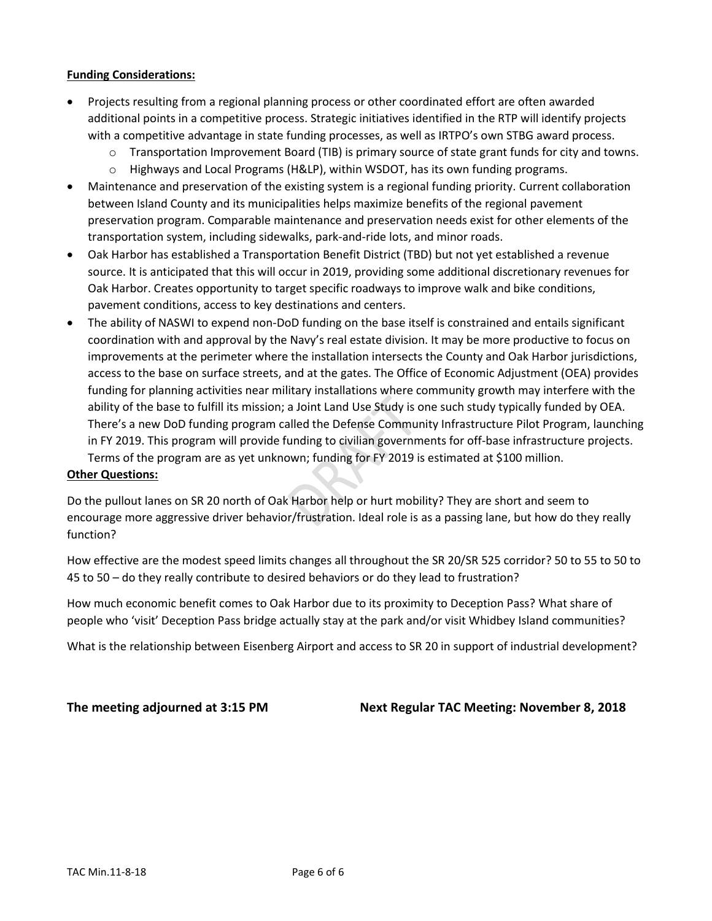**Funding Considerations:**

- Projects resulting from a regional planning process or other coordinated effort are often awarded additional points in a competitive process. Strategic initiatives identified in the RTP will identify projects with a competitive advantage in state funding processes, as well as IRTPO's own STBG award process.
  - Transportation Improvement Board (TIB) is primary source of state grant funds for city and towns.
  - Highways and Local Programs (H&LP), within WSDOT, has its own funding programs.
- Maintenance and preservation of the existing system is a regional funding priority. Current collaboration between Island County and its municipalities helps maximize benefits of the regional pavement preservation program. Comparable maintenance and preservation needs exist for other elements of the transportation system, including sidewalks, park-and-ride lots, and minor roads.
- Oak Harbor has established a Transportation Benefit District (TBD) but not yet established a revenue source. It is anticipated that this will occur in 2019, providing some additional discretionary revenues for Oak Harbor. Creates opportunity to target specific roadways to improve walk and bike conditions, pavement conditions, access to key destinations and centers.
- The ability of NASWI to expend non-DoD funding on the base itself is constrained and entails significant coordination with and approval by the Navy's real estate division. It may be more productive to focus on improvements at the perimeter where the installation intersects the County and Oak Harbor jurisdictions, access to the base on surface streets, and at the gates. The Office of Economic Adjustment (OEA) provides funding for planning activities near military installations where community growth may interfere with the ability of the base to fulfill its mission; a Joint Land Use Study is one such study typically funded by OEA. There's a new DoD funding program called the Defense Community Infrastructure Pilot Program, launching in FY 2019. This program will provide funding to civilian governments for off-base infrastructure projects. Terms of the program are as yet unknown; funding for FY 2019 is estimated at $100 million.

**Other Questions:**

Do the pullout lanes on SR 20 north of Oak Harbor help or hurt mobility? They are short and seem to encourage more aggressive driver behavior/frustration. Ideal role is as a passing lane, but how do they really function?

How effective are the modest speed limits changes all throughout the SR 20/SR 525 corridor? 50 to 55 to 50 to 45 to 50 – do they really contribute to desired behaviors or do they lead to frustration?

How much economic benefit comes to Oak Harbor due to its proximity to Deception Pass? What share of people who 'visit' Deception Pass bridge actually stay at the park and/or visit Whidbey Island communities?

What is the relationship between Eisenberg Airport and access to SR 20 in support of industrial development?

**The meeting adjourned at 3:15 PM** **Next Regular TAC Meeting: November 8, 2018**